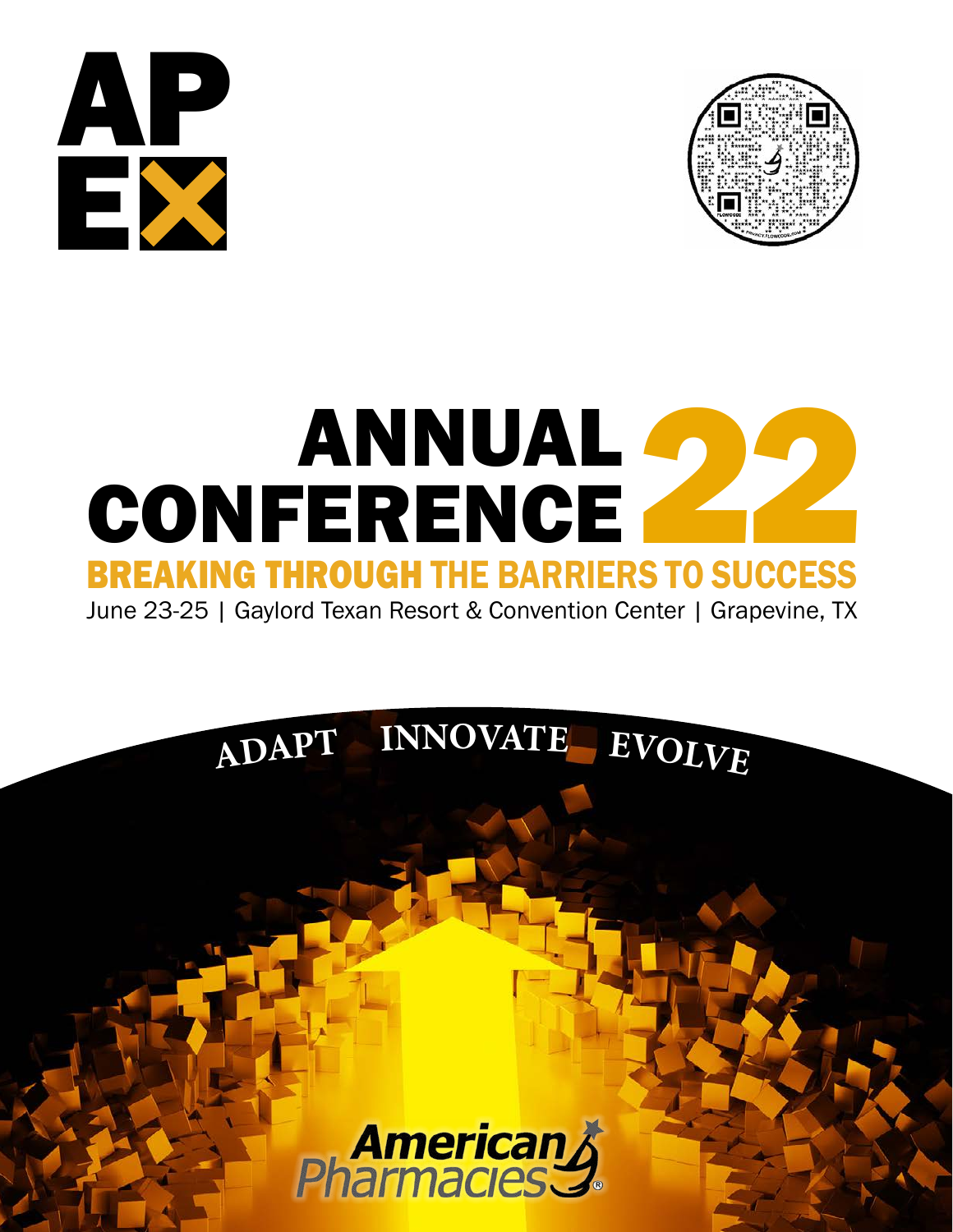# APEX

# ANNUAL CONFERENCE 22

## BREAKING THROUGH THE BARRIERS TO SUCCESS

June 23-25 | Gaylord Texan Resort & Convention Center | Grapevine, TX

ADAPT INNOVATE EVOLVE

American Pharmacies®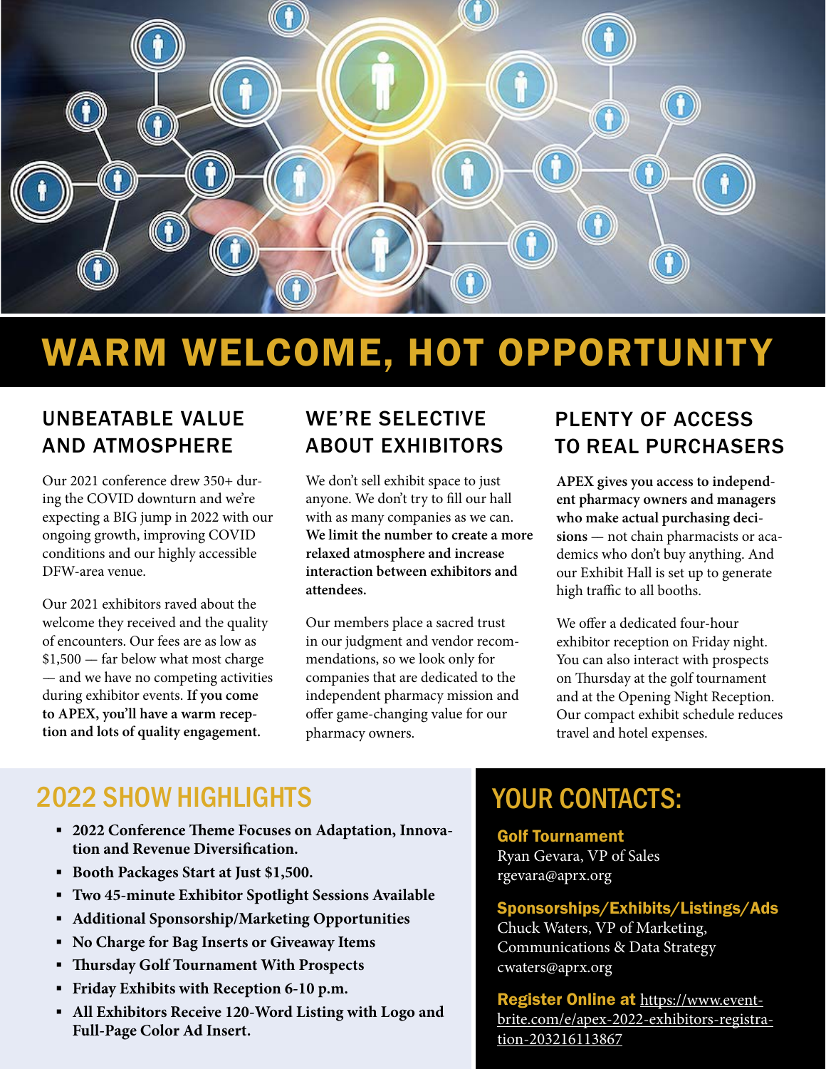# WARM WELCOME, HOT OPPORTUNITY

## UNBEATABLE VALUE AND ATMOSPHERE

Our 2021 conference drew 350+ during the COVID downturn and we're expecting a BIG jump in 2022 with our ongoing growth, improving COVID conditions and our highly accessible DFW-area venue.

Our 2021 exhibitors raved about the welcome they received and the quality of encounters. Our fees are as low as $1,500 — far below what most charge — and we have no competing activities during exhibitor events. **If you come to APEX, you'll have a warm reception and lots of quality engagement.**

## WE'RE SELECTIVE ABOUT EXHIBITORS

We don't sell exhibit space to just anyone. We don't try to fill our hall with as many companies as we can. **We limit the number to create a more relaxed atmosphere and increase interaction between exhibitors and attendees.**

Our members place a sacred trust in our judgment and vendor recommendations, so we look only for companies that are dedicated to the independent pharmacy mission and offer game-changing value for our pharmacy owners.

## PLENTY OF ACCESS TO REAL PURCHASERS

**APEX gives you access to independent pharmacy owners and managers who make actual purchasing decisions** — not chain pharmacists or academics who don't buy anything. And our Exhibit Hall is set up to generate high traffic to all booths.

We offer a dedicated four-hour exhibitor reception on Friday night. You can also interact with prospects on Thursday at the golf tournament and at the Opening Night Reception. Our compact exhibit schedule reduces travel and hotel expenses.

## 2022 SHOW HIGHLIGHTS

- **2022 Conference Theme Focuses on Adaptation, Innovation and Revenue Diversification.**
- **Booth Packages Start at Just $1,500.**
- **Two 45-minute Exhibitor Spotlight Sessions Available**
- **Additional Sponsorship/Marketing Opportunities**
- **No Charge for Bag Inserts or Giveaway Items**
- **Thursday Golf Tournament With Prospects**
- **Friday Exhibits with Reception 6-10 p.m.**
- **All Exhibitors Receive 120-Word Listing with Logo and Full-Page Color Ad Insert.**

## YOUR CONTACTS:

**Golf Tournament**
Ryan Gevara, VP of Sales
rgevara@aprx.org

**Sponsorships/Exhibits/Listings/Ads**
Chuck Waters, VP of Marketing, Communications & Data Strategy
cwaters@aprx.org

**Register Online at** https://www.eventbrite.com/e/apex-2022-exhibitors-registration-203216113867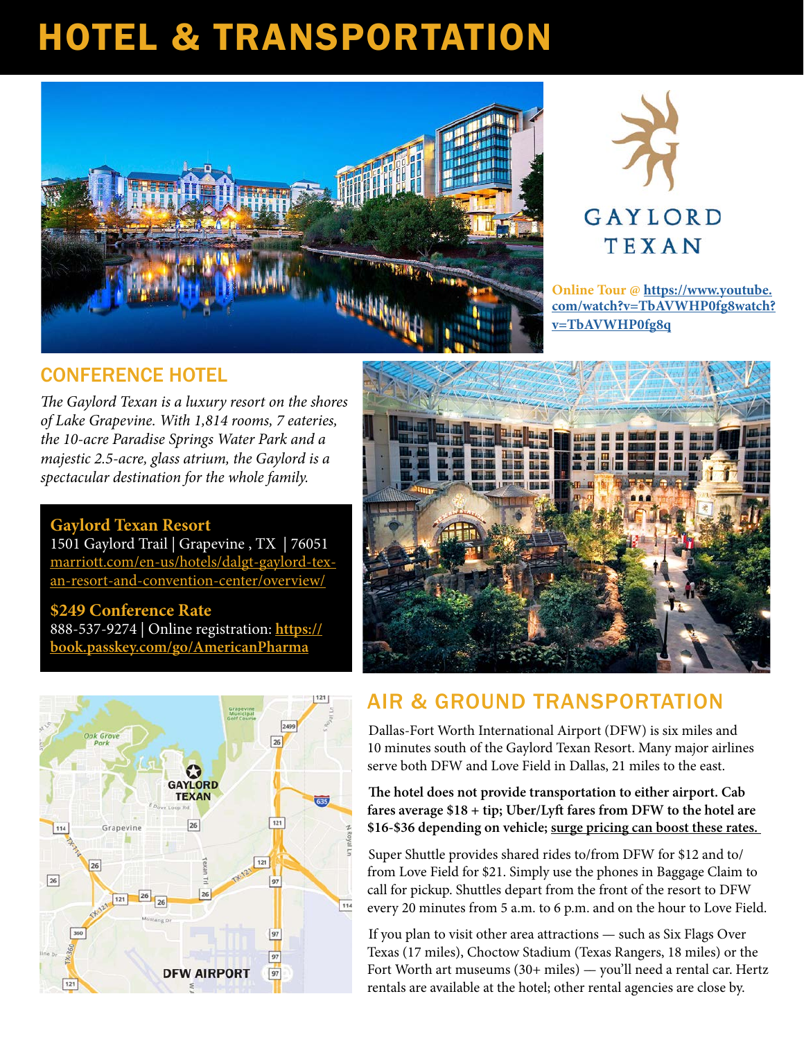# HOTEL & TRANSPORTATION

GAYLORD TEXAN

Online Tour @ https://www.youtube.com/watch?v=TbAVWHP0fg8watch?v=TbAVWHP0fg8q

## CONFERENCE HOTEL

*The Gaylord Texan is a luxury resort on the shores of Lake Grapevine. With 1,814 rooms, 7 eateries, the 10-acre Paradise Springs Water Park and a majestic 2.5-acre, glass atrium, the Gaylord is a spectacular destination for the whole family.*

**Gaylord Texan Resort**
1501 Gaylord Trail | Grapevine , TX | 76051
marriott.com/en-us/hotels/dalgt-gaylord-texan-resort-and-convention-center/overview/

**$249 Conference Rate**
888-537-9274 | Online registration: **https://book.passkey.com/go/AmericanPharma**

## AIR & GROUND TRANSPORTATION

Dallas-Fort Worth International Airport (DFW) is six miles and 10 minutes south of the Gaylord Texan Resort. Many major airlines serve both DFW and Love Field in Dallas, 21 miles to the east.

**The hotel does not provide transportation to either airport. Cab fares average $18 + tip; Uber/Lyft fares from DFW to the hotel are $16-$36 depending on vehicle; surge pricing can boost these rates.**

Super Shuttle provides shared rides to/from DFW for $12 and to/from Love Field for $21. Simply use the phones in Baggage Claim to call for pickup. Shuttles depart from the front of the resort to DFW every 20 minutes from 5 a.m. to 6 p.m. and on the hour to Love Field.

If you plan to visit other area attractions — such as Six Flags Over Texas (17 miles), Choctow Stadium (Texas Rangers, 18 miles) or the Fort Worth art museums (30+ miles) — you'll need a rental car. Hertz rentals are available at the hotel; other rental agencies are close by.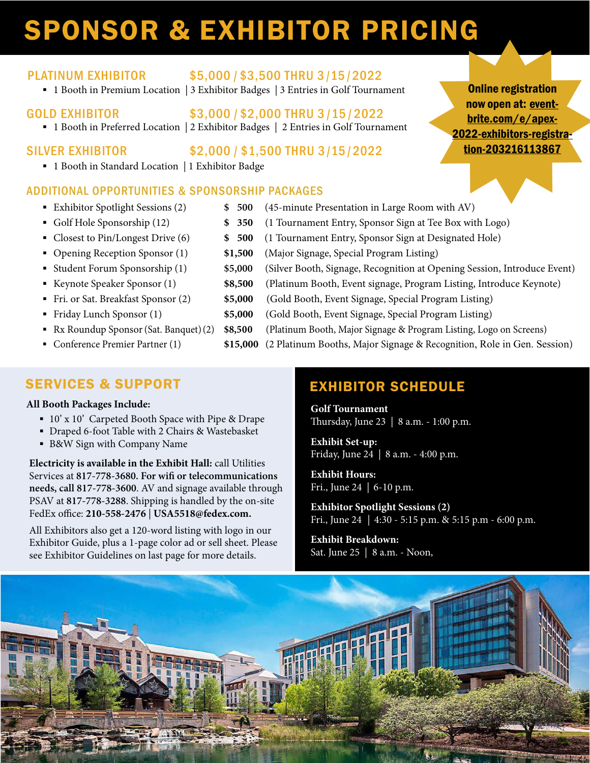# SPONSOR & EXHIBITOR PRICING

## PLATINUM EXHIBITOR — $5,000 / $3,500 THRU 3/15/2022

- 1 Booth in Premium Location | 3 Exhibitor Badges | 3 Entries in Golf Tournament

## GOLD EXHIBITOR — $3,000 / $2,000 THRU 3/15/2022

- 1 Booth in Preferred Location | 2 Exhibitor Badges | 2 Entries in Golf Tournament

## SILVER EXHIBITOR — $2,000 / $1,500 THRU 3/15/2022

- 1 Booth in Standard Location | 1 Exhibitor Badge

**Online registration now open at: eventbrite.com/e/apex-2022-exhibitors-registration-203216113867**

## ADDITIONAL OPPORTUNITIES & SPONSORSHIP PACKAGES

| Opportunity | Price | Details |
|---|---|---|
| Exhibitor Spotlight Sessions (2) | $ 500 | (45-minute Presentation in Large Room with AV) |
| Golf Hole Sponsorship (12) | $ 350 | (1 Tournament Entry, Sponsor Sign at Tee Box with Logo) |
| Closest to Pin/Longest Drive (6) | $ 500 | (1 Tournament Entry, Sponsor Sign at Designated Hole) |
| Opening Reception Sponsor (1) | $1,500 | (Major Signage, Special Program Listing) |
| Student Forum Sponsorship (1) | $5,000 | (Silver Booth, Signage, Recognition at Opening Session, Introduce Event) |
| Keynote Speaker Sponsor (1) | $8,500 | (Platinum Booth, Event signage, Program Listing, Introduce Keynote) |
| Fri. or Sat. Breakfast Sponsor (2) | $5,000 | (Gold Booth, Event Signage, Special Program Listing) |
| Friday Lunch Sponsor (1) | $5,000 | (Gold Booth, Event Signage, Special Program Listing) |
| Rx Roundup Sponsor (Sat. Banquet) (2) | $8,500 | (Platinum Booth, Major Signage & Program Listing, Logo on Screens) |
| Conference Premier Partner (1) | $15,000 | (2 Platinum Booths, Major Signage & Recognition, Role in Gen. Session) |

## SERVICES & SUPPORT

**All Booth Packages Include:**

- 10' x 10' Carpeted Booth Space with Pipe & Drape
- Draped 6-foot Table with 2 Chairs & Wastebasket
- B&W Sign with Company Name

**Electricity is available in the Exhibit Hall:** call Utilities Services at **817-778-3680. For wifi or telecommunications needs, call 817-778-3600**. AV and signage available through PSAV at **817-778-3288**. Shipping is handled by the on-site FedEx office: **210-558-2476 | USA5518@fedex.com.**

All Exhibitors also get a 120-word listing with logo in our Exhibitor Guide, plus a 1-page color ad or sell sheet. Please see Exhibitor Guidelines on last page for more details.

## EXHIBITOR SCHEDULE

**Golf Tournament**
Thursday, June 23 | 8 a.m. - 1:00 p.m.

**Exhibit Set-up:**
Friday, June 24 | 8 a.m. - 4:00 p.m.

**Exhibit Hours:**
Fri., June 24 | 6-10 p.m.

**Exhibitor Spotlight Sessions (2)**
Fri., June 24 | 4:30 - 5:15 p.m. & 5:15 p.m - 6:00 p.m.

**Exhibit Breakdown:**
Sat. June 25 | 8 a.m. - Noon,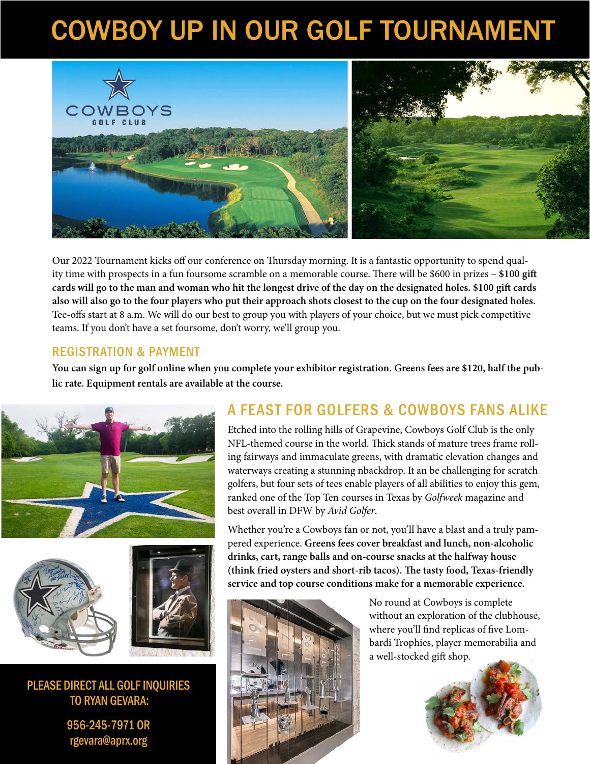# COWBOY UP IN OUR GOLF TOURNAMENT

Our 2022 Tournament kicks off our conference on Thursday morning. It is a fantastic opportunity to spend quality time with prospects in a fun foursome scramble on a memorable course. There will be $600 in prizes – **$100 gift cards will go to the man and woman who hit the longest drive of the day on the designated holes. $100 gift cards also will also go to the four players who put their approach shots closest to the cup on the four designated holes.** Tee-offs start at 8 a.m. We will do our best to group you with players of your choice, but we must pick competitive teams. If you don't have a set foursome, don't worry, we'll group you.

## REGISTRATION & PAYMENT

**You can sign up for golf online when you complete your exhibitor registration. Greens fees are $120, half the public rate. Equipment rentals are available at the course.**

## A FEAST FOR GOLFERS & COWBOYS FANS ALIKE

Etched into the rolling hills of Grapevine, Cowboys Golf Club is the only NFL-themed course in the world. Thick stands of mature trees frame rolling fairways and immaculate greens, with dramatic elevation changes and waterways creating a stunning nbackdrop. It an be challenging for scratch golfers, but four sets of tees enable players of all abilities to enjoy this gem, ranked one of the Top Ten courses in Texas by *Golfweek* magazine and best overall in DFW by *Avid Golfer*.

Whether you're a Cowboys fan or not, you'll have a blast and a truly pampered experience. **Greens fees cover breakfast and lunch, non-alcoholic drinks, cart, range balls and on-course snacks at the halfway house (think fried oysters and short-rib tacos). The tasty food, Texas-friendly service and top course conditions make for a memorable experience.**

No round at Cowboys is complete without an exploration of the clubhouse, where you'll find replicas of five Lombardi Trophies, player memorabilia and a well-stocked gift shop.

PLEASE DIRECT ALL GOLF INQUIRIES TO RYAN GEVARA:

956-245-7971 OR rgevara@aprx.org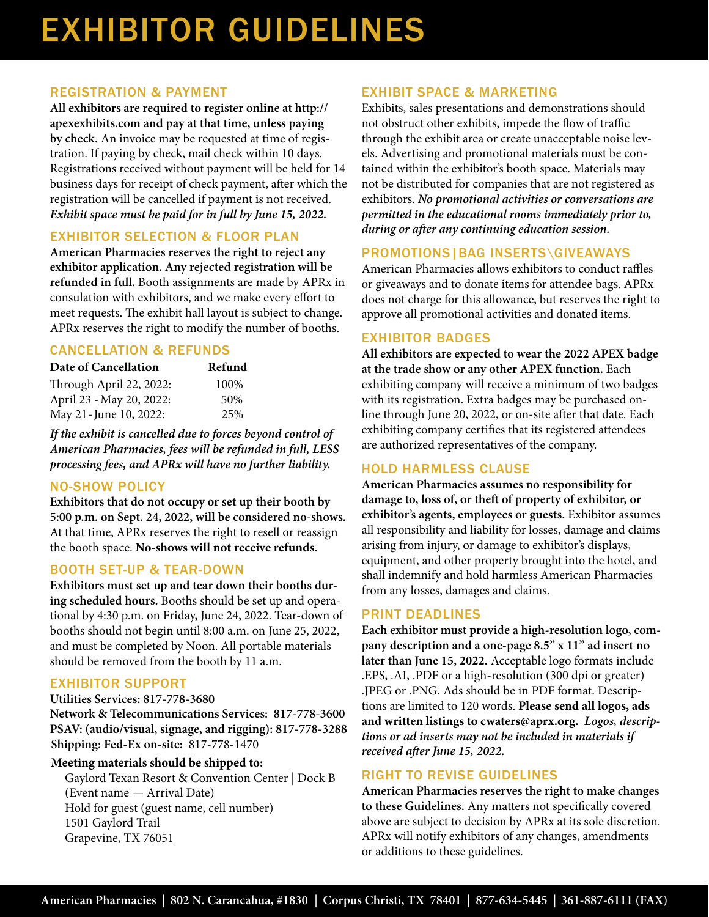# EXHIBITOR GUIDELINES

## REGISTRATION & PAYMENT

**All exhibitors are required to register online at http://apexexhibits.com and pay at that time, unless paying by check.** An invoice may be requested at time of registration. If paying by check, mail check within 10 days. Registrations received without payment will be held for 14 business days for receipt of check payment, after which the registration will be cancelled if payment is not received. ***Exhibit space must be paid for in full by June 15, 2022.***

## EXHIBITOR SELECTION & FLOOR PLAN

**American Pharmacies reserves the right to reject any exhibitor application. Any rejected registration will be refunded in full.** Booth assignments are made by APRx in consulation with exhibitors, and we make every effort to meet requests. The exhibit hall layout is subject to change. APRx reserves the right to modify the number of booths.

## CANCELLATION & REFUNDS

| Date of Cancellation | Refund |
|---|---|
| Through April 22, 2022: | 100% |
| April 23 - May 20, 2022: | 50% |
| May 21 - June 10, 2022: | 25% |

***If the exhibit is cancelled due to forces beyond control of American Pharmacies, fees will be refunded in full, LESS processing fees, and APRx will have no further liability.***

## NO-SHOW POLICY

**Exhibitors that do not occupy or set up their booth by 5:00 p.m. on Sept. 24, 2022, will be considered no-shows.** At that time, APRx reserves the right to resell or reassign the booth space. **No-shows will not receive refunds.**

## BOOTH SET-UP & TEAR-DOWN

**Exhibitors must set up and tear down their booths during scheduled hours.** Booths should be set up and operational by 4:30 p.m. on Friday, June 24, 2022. Tear-down of booths should not begin until 8:00 a.m. on June 25, 2022, and must be completed by Noon. All portable materials should be removed from the booth by 11 a.m.

## EXHIBITOR SUPPORT

**Utilities Services: 817-778-3680**
**Network & Telecommunications Services: 817-778-3600**
**PSAV: (audio/visual, signage, and rigging): 817-778-3288**
**Shipping: Fed-Ex on-site:** 817-778-1470

**Meeting materials should be shipped to:**

Gaylord Texan Resort & Convention Center | Dock B
(Event name — Arrival Date)
Hold for guest (guest name, cell number)
1501 Gaylord Trail
Grapevine, TX 76051

## EXHIBIT SPACE & MARKETING

Exhibits, sales presentations and demonstrations should not obstruct other exhibits, impede the flow of traffic through the exhibit area or create unacceptable noise levels. Advertising and promotional materials must be contained within the exhibitor's booth space. Materials may not be distributed for companies that are not registered as exhibitors. ***No promotional activities or conversations are permitted in the educational rooms immediately prior to, during or after any continuing education session.***

## PROMOTIONS | BAG INSERTS \ GIVEAWAYS

American Pharmacies allows exhibitors to conduct raffles or giveaways and to donate items for attendee bags. APRx does not charge for this allowance, but reserves the right to approve all promotional activities and donated items.

## EXHIBITOR BADGES

**All exhibitors are expected to wear the 2022 APEX badge at the trade show or any other APEX function.** Each exhibiting company will receive a minimum of two badges with its registration. Extra badges may be purchased online through June 20, 2022, or on-site after that date. Each exhibiting company certifies that its registered attendees are authorized representatives of the company.

## HOLD HARMLESS CLAUSE

**American Pharmacies assumes no responsibility for damage to, loss of, or theft of property of exhibitor, or exhibitor's agents, employees or guests.** Exhibitor assumes all responsibility and liability for losses, damage and claims arising from injury, or damage to exhibitor's displays, equipment, and other property brought into the hotel, and shall indemnify and hold harmless American Pharmacies from any losses, damages and claims.

## PRINT DEADLINES

**Each exhibitor must provide a high-resolution logo, company description and a one-page 8.5" x 11" ad insert no later than June 15, 2022.** Acceptable logo formats include .EPS, .AI, .PDF or a high-resolution (300 dpi or greater) .JPEG or .PNG. Ads should be in PDF format. Descriptions are limited to 120 words. **Please send all logos, ads and written listings to cwaters@aprx.org.** ***Logos, descriptions or ad inserts may not be included in materials if received after June 15, 2022.***

## RIGHT TO REVISE GUIDELINES

**American Pharmacies reserves the right to make changes to these Guidelines.** Any matters not specifically covered above are subject to decision by APRx at its sole discretion. APRx will notify exhibitors of any changes, amendments or additions to these guidelines.

**American Pharmacies | 802 N. Carancahua, #1830 | Corpus Christi, TX 78401 | 877-634-5445 | 361-887-6111 (FAX)**